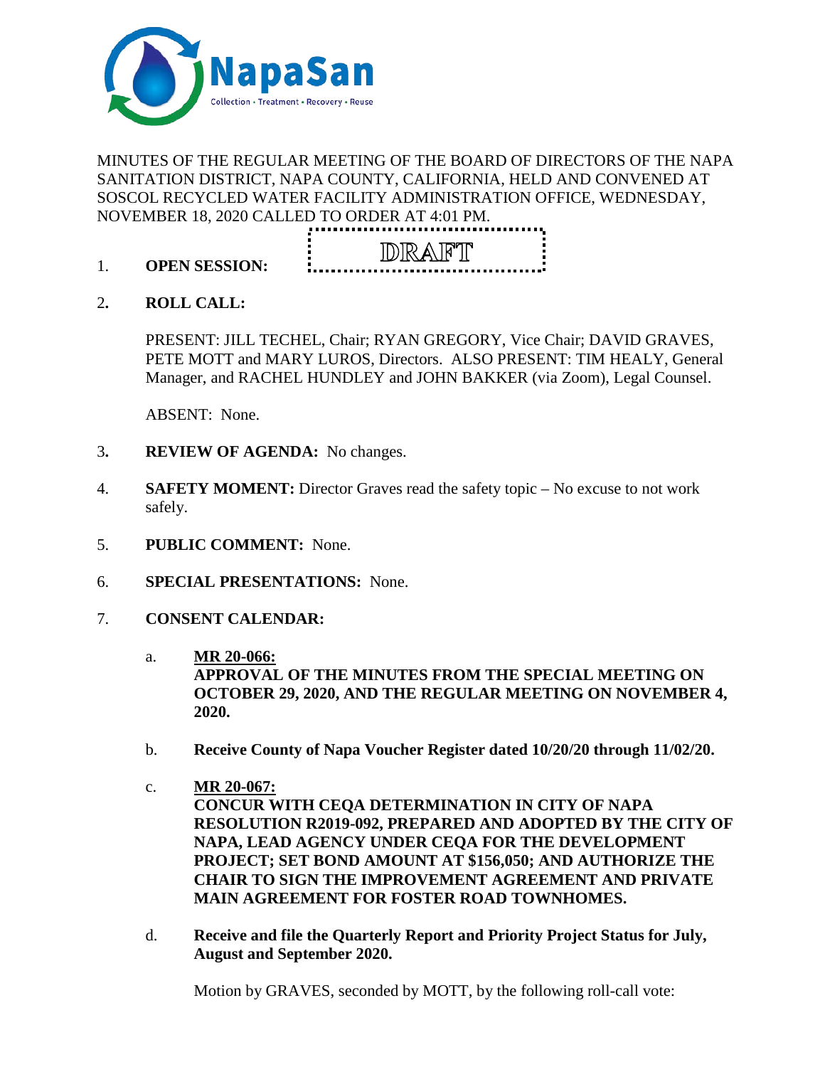NapaSan

Collection • Treatment • Recovery • Reuse

MINUTES OF THE REGULAR MEETING OF THE BOARD OF DIRECTORS OF THE NAPA SANITATION DISTRICT, NAPA COUNTY, CALIFORNIA, HELD AND CONVENED AT SOSCOL RECYCLED WATER FACILITY ADMINISTRATION OFFICE, WEDNESDAY, NOVEMBER 18, 2020 CALLED TO ORDER AT 4:01 PM.

DRAFT

1. **OPEN SESSION:**

2. **ROLL CALL:**

   PRESENT: JILL TECHEL, Chair; RYAN GREGORY, Vice Chair; DAVID GRAVES, PETE MOTT and MARY LUROS, Directors. ALSO PRESENT: TIM HEALY, General Manager, and RACHEL HUNDLEY and JOHN BAKKER (via Zoom), Legal Counsel.

   ABSENT: None.

3. **REVIEW OF AGENDA:** No changes.

4. **SAFETY MOMENT:** Director Graves read the safety topic – No excuse to not work safely.

5. **PUBLIC COMMENT:** None.

6. **SPECIAL PRESENTATIONS:** None.

7. **CONSENT CALENDAR:**

   a. **MR 20-066:**
   **APPROVAL OF THE MINUTES FROM THE SPECIAL MEETING ON OCTOBER 29, 2020, AND THE REGULAR MEETING ON NOVEMBER 4, 2020.**

   b. **Receive County of Napa Voucher Register dated 10/20/20 through 11/02/20.**

   c. **MR 20-067:**
   **CONCUR WITH CEQA DETERMINATION IN CITY OF NAPA RESOLUTION R2019-092, PREPARED AND ADOPTED BY THE CITY OF NAPA, LEAD AGENCY UNDER CEQA FOR THE DEVELOPMENT PROJECT; SET BOND AMOUNT AT $156,050; AND AUTHORIZE THE CHAIR TO SIGN THE IMPROVEMENT AGREEMENT AND PRIVATE MAIN AGREEMENT FOR FOSTER ROAD TOWNHOMES.**

   d. **Receive and file the Quarterly Report and Priority Project Status for July, August and September 2020.**

   Motion by GRAVES, seconded by MOTT, by the following roll-call vote: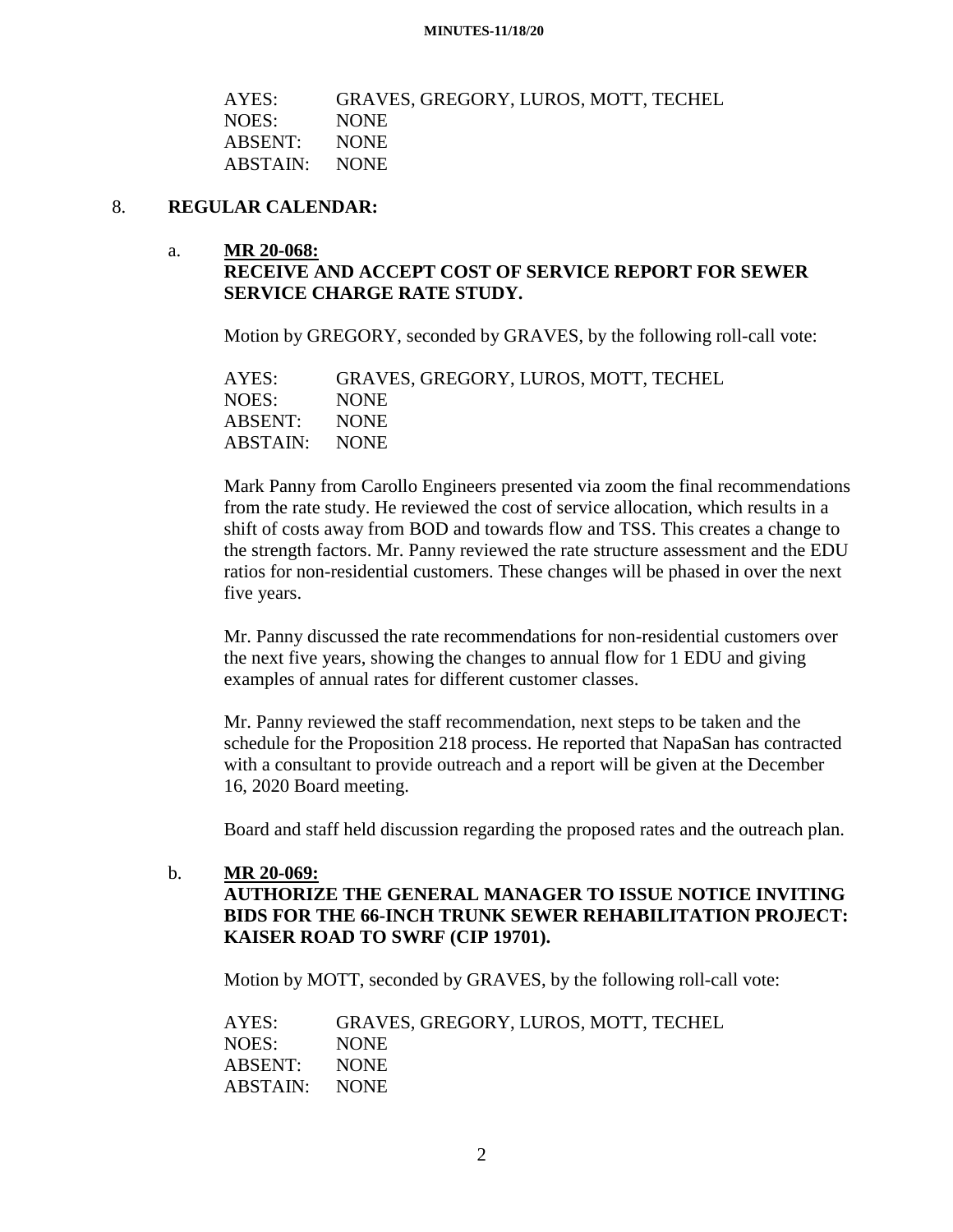| | |
|---|---|
| AYES: | GRAVES, GREGORY, LUROS, MOTT, TECHEL |
| NOES: | NONE |
| ABSENT: | NONE |
| ABSTAIN: | NONE |

## 8. REGULAR CALENDAR:

### a. MR 20-068:
**RECEIVE AND ACCEPT COST OF SERVICE REPORT FOR SEWER SERVICE CHARGE RATE STUDY.**

Motion by GREGORY, seconded by GRAVES, by the following roll-call vote:

| | |
|---|---|
| AYES: | GRAVES, GREGORY, LUROS, MOTT, TECHEL |
| NOES: | NONE |
| ABSENT: | NONE |
| ABSTAIN: | NONE |

Mark Panny from Carollo Engineers presented via zoom the final recommendations from the rate study. He reviewed the cost of service allocation, which results in a shift of costs away from BOD and towards flow and TSS. This creates a change to the strength factors. Mr. Panny reviewed the rate structure assessment and the EDU ratios for non-residential customers. These changes will be phased in over the next five years.

Mr. Panny discussed the rate recommendations for non-residential customers over the next five years, showing the changes to annual flow for 1 EDU and giving examples of annual rates for different customer classes.

Mr. Panny reviewed the staff recommendation, next steps to be taken and the schedule for the Proposition 218 process. He reported that NapaSan has contracted with a consultant to provide outreach and a report will be given at the December 16, 2020 Board meeting.

Board and staff held discussion regarding the proposed rates and the outreach plan.

### b. MR 20-069:
**AUTHORIZE THE GENERAL MANAGER TO ISSUE NOTICE INVITING BIDS FOR THE 66-INCH TRUNK SEWER REHABILITATION PROJECT: KAISER ROAD TO SWRF (CIP 19701).**

Motion by MOTT, seconded by GRAVES, by the following roll-call vote:

| | |
|---|---|
| AYES: | GRAVES, GREGORY, LUROS, MOTT, TECHEL |
| NOES: | NONE |
| ABSENT: | NONE |
| ABSTAIN: | NONE |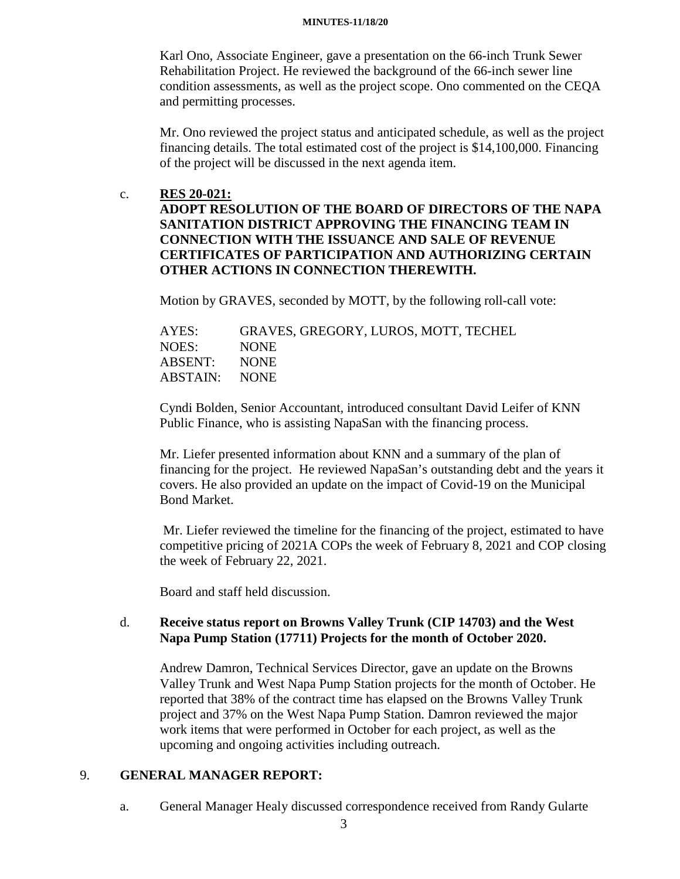Karl Ono, Associate Engineer, gave a presentation on the 66-inch Trunk Sewer Rehabilitation Project. He reviewed the background of the 66-inch sewer line condition assessments, as well as the project scope. Ono commented on the CEQA and permitting processes.

Mr. Ono reviewed the project status and anticipated schedule, as well as the project financing details. The total estimated cost of the project is $14,100,000. Financing of the project will be discussed in the next agenda item.

c. **RES 20-021:**
**ADOPT RESOLUTION OF THE BOARD OF DIRECTORS OF THE NAPA SANITATION DISTRICT APPROVING THE FINANCING TEAM IN CONNECTION WITH THE ISSUANCE AND SALE OF REVENUE CERTIFICATES OF PARTICIPATION AND AUTHORIZING CERTAIN OTHER ACTIONS IN CONNECTION THEREWITH.**

Motion by GRAVES, seconded by MOTT, by the following roll-call vote:

AYES: GRAVES, GREGORY, LUROS, MOTT, TECHEL
NOES: NONE
ABSENT: NONE
ABSTAIN: NONE

Cyndi Bolden, Senior Accountant, introduced consultant David Leifer of KNN Public Finance, who is assisting NapaSan with the financing process.

Mr. Liefer presented information about KNN and a summary of the plan of financing for the project. He reviewed NapaSan's outstanding debt and the years it covers. He also provided an update on the impact of Covid-19 on the Municipal Bond Market.

Mr. Liefer reviewed the timeline for the financing of the project, estimated to have competitive pricing of 2021A COPs the week of February 8, 2021 and COP closing the week of February 22, 2021.

Board and staff held discussion.

d. **Receive status report on Browns Valley Trunk (CIP 14703) and the West Napa Pump Station (17711) Projects for the month of October 2020.**

Andrew Damron, Technical Services Director, gave an update on the Browns Valley Trunk and West Napa Pump Station projects for the month of October. He reported that 38% of the contract time has elapsed on the Browns Valley Trunk project and 37% on the West Napa Pump Station. Damron reviewed the major work items that were performed in October for each project, as well as the upcoming and ongoing activities including outreach.

9. **GENERAL MANAGER REPORT:**

a. General Manager Healy discussed correspondence received from Randy Gularte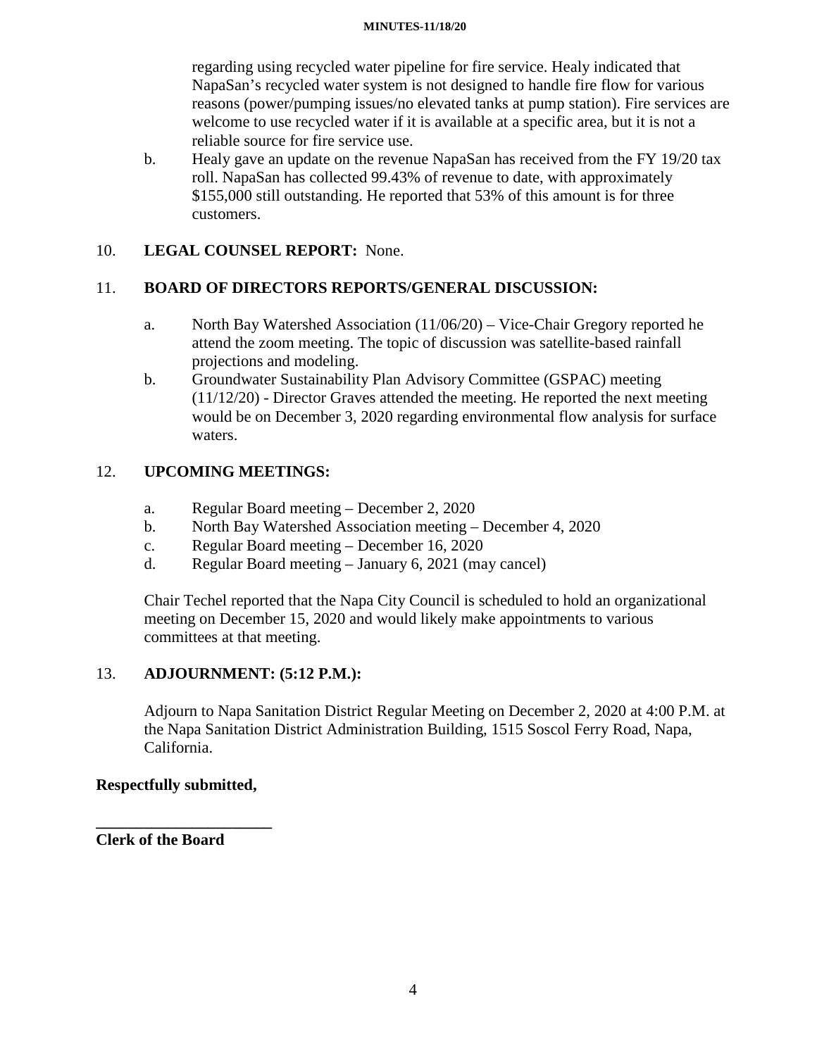regarding using recycled water pipeline for fire service. Healy indicated that NapaSan's recycled water system is not designed to handle fire flow for various reasons (power/pumping issues/no elevated tanks at pump station). Fire services are welcome to use recycled water if it is available at a specific area, but it is not a reliable source for fire service use.

b. Healy gave an update on the revenue NapaSan has received from the FY 19/20 tax roll. NapaSan has collected 99.43% of revenue to date, with approximately $155,000 still outstanding. He reported that 53% of this amount is for three customers.

10. **LEGAL COUNSEL REPORT:** None.

11. **BOARD OF DIRECTORS REPORTS/GENERAL DISCUSSION:**

a. North Bay Watershed Association (11/06/20) – Vice-Chair Gregory reported he attend the zoom meeting. The topic of discussion was satellite-based rainfall projections and modeling.

b. Groundwater Sustainability Plan Advisory Committee (GSPAC) meeting (11/12/20) - Director Graves attended the meeting. He reported the next meeting would be on December 3, 2020 regarding environmental flow analysis for surface waters.

12. **UPCOMING MEETINGS:**

a. Regular Board meeting – December 2, 2020
b. North Bay Watershed Association meeting – December 4, 2020
c. Regular Board meeting – December 16, 2020
d. Regular Board meeting – January 6, 2021 (may cancel)

Chair Techel reported that the Napa City Council is scheduled to hold an organizational meeting on December 15, 2020 and would likely make appointments to various committees at that meeting.

13. **ADJOURNMENT: (5:12 P.M.):**

Adjourn to Napa Sanitation District Regular Meeting on December 2, 2020 at 4:00 P.M. at the Napa Sanitation District Administration Building, 1515 Soscol Ferry Road, Napa, California.

**Respectfully submitted,**

**______________________**
**Clerk of the Board**